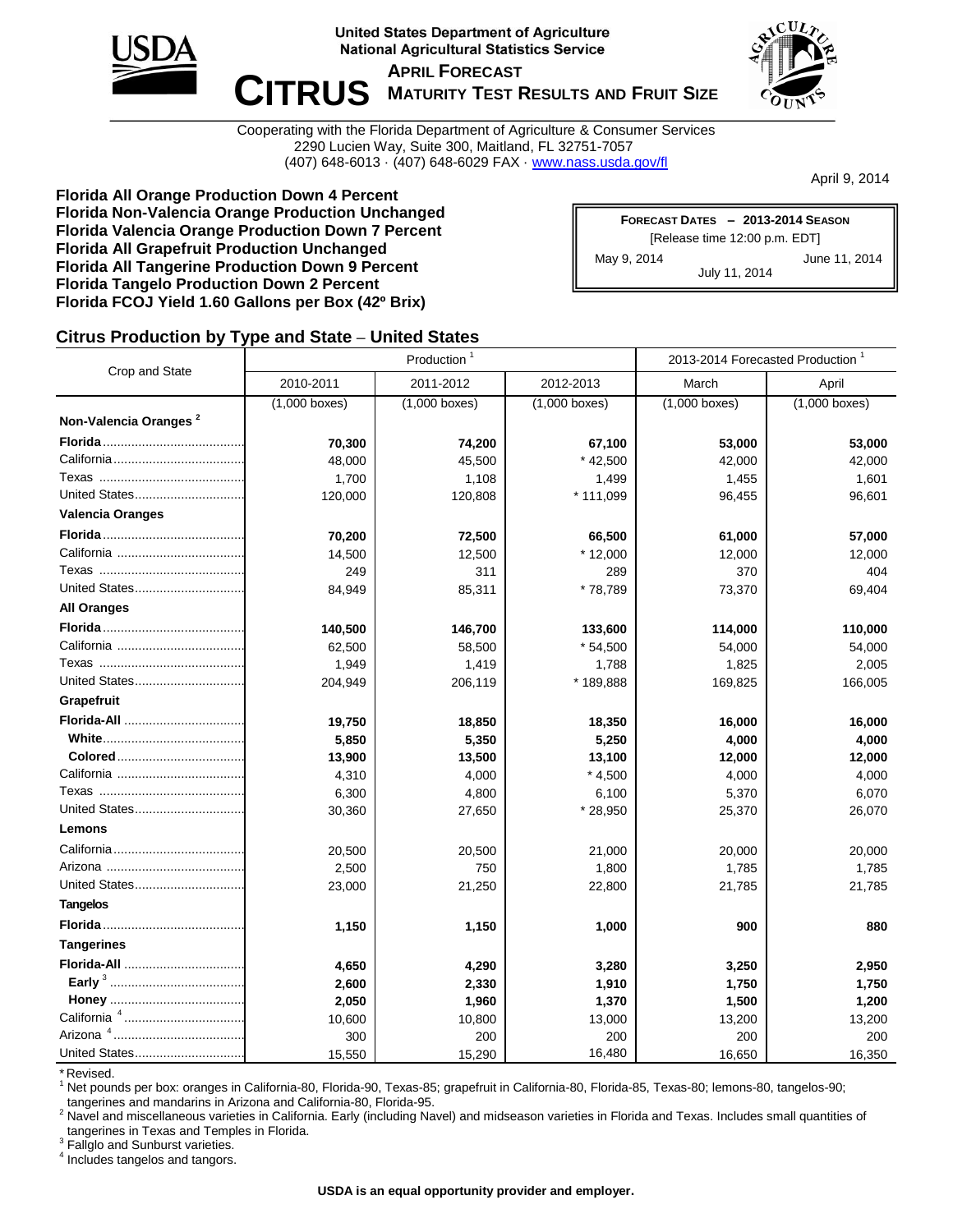United States Department of Agriculture
National Agricultural Statistics Service

# CITRUS

## APRIL FORECAST
## MATURITY TEST RESULTS AND FRUIT SIZE

Cooperating with the Florida Department of Agriculture & Consumer Services
2290 Lucien Way, Suite 300, Maitland, FL 32751-7057
(407) 648-6013 · (407) 648-6029 FAX · www.nass.usda.gov/fl

April 9, 2014

**Florida All Orange Production Down 4 Percent**
**Florida Non-Valencia Orange Production Unchanged**
**Florida Valencia Orange Production Down 7 Percent**
**Florida All Grapefruit Production Unchanged**
**Florida All Tangerine Production Down 9 Percent**
**Florida Tangelo Production Down 2 Percent**
**Florida FCOJ Yield 1.60 Gallons per Box (42º Brix)**

| FORECAST DATES – 2013-2014 SEASON | |
|---|---|
| [Release time 12:00 p.m. EDT] | |
| May 9, 2014 | June 11, 2014 |
| July 11, 2014 | |

## Citrus Production by Type and State – United States

| Crop and State | Production [1] | | | 2013-2014 Forecasted Production [1] | |
|---|---|---|---|---|---|
| | 2010-2011 | 2011-2012 | 2012-2013 | March | April |
| | (1,000 boxes) | (1,000 boxes) | (1,000 boxes) | (1,000 boxes) | (1,000 boxes) |
| **Non-Valencia Oranges [2]** | | | | | |
| **Florida** | **70,300** | **74,200** | **67,100** | **53,000** | **53,000** |
| California | 48,000 | 45,500 | * 42,500 | 42,000 | 42,000 |
| Texas | 1,700 | 1,108 | 1,499 | 1,455 | 1,601 |
| United States | 120,000 | 120,808 | * 111,099 | 96,455 | 96,601 |
| **Valencia Oranges** | | | | | |
| **Florida** | **70,200** | **72,500** | **66,500** | **61,000** | **57,000** |
| California | 14,500 | 12,500 | * 12,000 | 12,000 | 12,000 |
| Texas | 249 | 311 | 289 | 370 | 404 |
| United States | 84,949 | 85,311 | * 78,789 | 73,370 | 69,404 |
| **All Oranges** | | | | | |
| **Florida** | **140,500** | **146,700** | **133,600** | **114,000** | **110,000** |
| California | 62,500 | 58,500 | * 54,500 | 54,000 | 54,000 |
| Texas | 1,949 | 1,419 | 1,788 | 1,825 | 2,005 |
| United States | 204,949 | 206,119 | * 189,888 | 169,825 | 166,005 |
| **Grapefruit** | | | | | |
| **Florida-All** | **19,750** | **18,850** | **18,350** | **16,000** | **16,000** |
| **White** | **5,850** | **5,350** | **5,250** | **4,000** | **4,000** |
| **Colored** | **13,900** | **13,500** | **13,100** | **12,000** | **12,000** |
| California | 4,310 | 4,000 | * 4,500 | 4,000 | 4,000 |
| Texas | 6,300 | 4,800 | 6,100 | 5,370 | 6,070 |
| United States | 30,360 | 27,650 | * 28,950 | 25,370 | 26,070 |
| **Lemons** | | | | | |
| California | 20,500 | 20,500 | 21,000 | 20,000 | 20,000 |
| Arizona | 2,500 | 750 | 1,800 | 1,785 | 1,785 |
| United States | 23,000 | 21,250 | 22,800 | 21,785 | 21,785 |
| **Tangelos** | | | | | |
| **Florida** | **1,150** | **1,150** | **1,000** | **900** | **880** |
| **Tangerines** | | | | | |
| **Florida-All** | **4,650** | **4,290** | **3,280** | **3,250** | **2,950** |
| **Early [3]** | **2,600** | **2,330** | **1,910** | **1,750** | **1,750** |
| **Honey** | **2,050** | **1,960** | **1,370** | **1,500** | **1,200** |
| California [4] | 10,600 | 10,800 | 13,000 | 13,200 | 13,200 |
| Arizona [4] | 300 | 200 | 200 | 200 | 200 |
| United States | 15,550 | 15,290 | 16,480 | 16,650 | 16,350 |

\* Revised.
[1] Net pounds per box: oranges in California-80, Florida-90, Texas-85; grapefruit in California-80, Florida-85, Texas-80; lemons-80, tangelos-90; tangerines and mandarins in Arizona and California-80, Florida-95.
[2] Navel and miscellaneous varieties in California. Early (including Navel) and midseason varieties in Florida and Texas. Includes small quantities of tangerines in Texas and Temples in Florida.
[3] Fallglo and Sunburst varieties.
[4] Includes tangelos and tangors.

**USDA is an equal opportunity provider and employer.**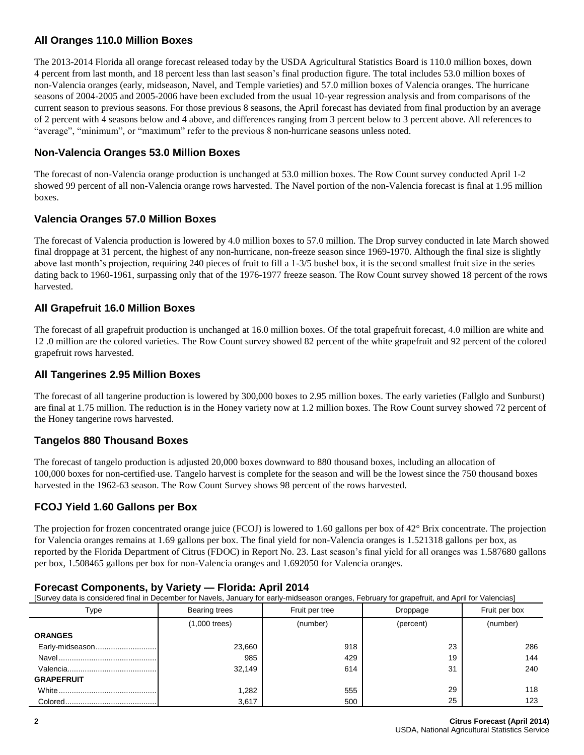## All Oranges 110.0 Million Boxes

The 2013-2014 Florida all orange forecast released today by the USDA Agricultural Statistics Board is 110.0 million boxes, down 4 percent from last month, and 18 percent less than last season's final production figure. The total includes 53.0 million boxes of non-Valencia oranges (early, midseason, Navel, and Temple varieties) and 57.0 million boxes of Valencia oranges. The hurricane seasons of 2004-2005 and 2005-2006 have been excluded from the usual 10-year regression analysis and from comparisons of the current season to previous seasons. For those previous 8 seasons, the April forecast has deviated from final production by an average of 2 percent with 4 seasons below and 4 above, and differences ranging from 3 percent below to 3 percent above. All references to "average", "minimum", or "maximum" refer to the previous 8 non-hurricane seasons unless noted.

## Non-Valencia Oranges 53.0 Million Boxes

The forecast of non-Valencia orange production is unchanged at 53.0 million boxes. The Row Count survey conducted April 1-2 showed 99 percent of all non-Valencia orange rows harvested. The Navel portion of the non-Valencia forecast is final at 1.95 million boxes.

## Valencia Oranges 57.0 Million Boxes

The forecast of Valencia production is lowered by 4.0 million boxes to 57.0 million. The Drop survey conducted in late March showed final droppage at 31 percent, the highest of any non-hurricane, non-freeze season since 1969-1970. Although the final size is slightly above last month's projection, requiring 240 pieces of fruit to fill a 1-3/5 bushel box, it is the second smallest fruit size in the series dating back to 1960-1961, surpassing only that of the 1976-1977 freeze season. The Row Count survey showed 18 percent of the rows harvested.

## All Grapefruit 16.0 Million Boxes

The forecast of all grapefruit production is unchanged at 16.0 million boxes. Of the total grapefruit forecast, 4.0 million are white and 12 .0 million are the colored varieties. The Row Count survey showed 82 percent of the white grapefruit and 92 percent of the colored grapefruit rows harvested.

## All Tangerines 2.95 Million Boxes

The forecast of all tangerine production is lowered by 300,000 boxes to 2.95 million boxes. The early varieties (Fallglo and Sunburst) are final at 1.75 million. The reduction is in the Honey variety now at 1.2 million boxes. The Row Count survey showed 72 percent of the Honey tangerine rows harvested.

## Tangelos 880 Thousand Boxes

The forecast of tangelo production is adjusted 20,000 boxes downward to 880 thousand boxes, including an allocation of 100,000 boxes for non-certified-use. Tangelo harvest is complete for the season and will be the lowest since the 750 thousand boxes harvested in the 1962-63 season. The Row Count Survey shows 98 percent of the rows harvested.

## FCOJ Yield 1.60 Gallons per Box

The projection for frozen concentrated orange juice (FCOJ) is lowered to 1.60 gallons per box of 42° Brix concentrate. The projection for Valencia oranges remains at 1.69 gallons per box. The final yield for non-Valencia oranges is 1.521318 gallons per box, as reported by the Florida Department of Citrus (FDOC) in Report No. 23. Last season's final yield for all oranges was 1.587680 gallons per box, 1.508465 gallons per box for non-Valencia oranges and 1.692050 for Valencia oranges.

## Forecast Components, by Variety — Florida: April 2014

[Survey data is considered final in December for Navels, January for early-midseason oranges, February for grapefruit, and April for Valencias]

| Type | Bearing trees | Fruit per tree | Droppage | Fruit per box |
|---|---|---|---|---|
| | (1,000 trees) | (number) | (percent) | (number) |
| **ORANGES** | | | | |
| Early-midseason | 23,660 | 918 | 23 | 286 |
| Navel | 985 | 429 | 19 | 144 |
| Valencia | 32,149 | 614 | 31 | 240 |
| **GRAPEFRUIT** | | | | |
| White | 1,282 | 555 | 29 | 118 |
| Colored | 3,617 | 500 | 25 | 123 |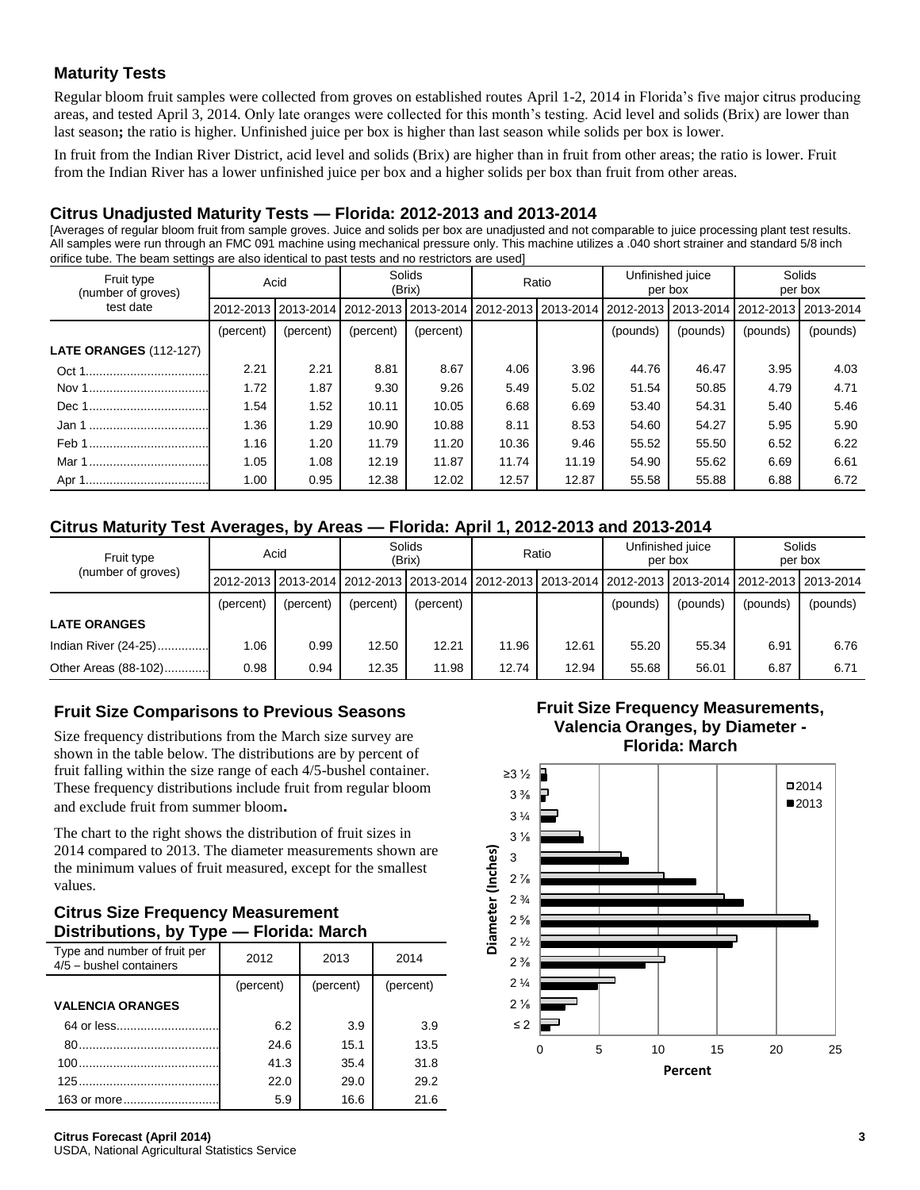## Maturity Tests

Regular bloom fruit samples were collected from groves on established routes April 1-2, 2014 in Florida's five major citrus producing areas, and tested April 3, 2014. Only late oranges were collected for this month's testing. Acid level and solids (Brix) are lower than last season**;** the ratio is higher. Unfinished juice per box is higher than last season while solids per box is lower.

In fruit from the Indian River District, acid level and solids (Brix) are higher than in fruit from other areas; the ratio is lower. Fruit from the Indian River has a lower unfinished juice per box and a higher solids per box than fruit from other areas.

### Citrus Unadjusted Maturity Tests — Florida: 2012-2013 and 2013-2014

[Averages of regular bloom fruit from sample groves. Juice and solids per box are unadjusted and not comparable to juice processing plant test results. All samples were run through an FMC 091 machine using mechanical pressure only. This machine utilizes a .040 short strainer and standard 5/8 inch orifice tube. The beam settings are also identical to past tests and no restrictors are used]

| Fruit type (number of groves) test date | Acid | | Solids (Brix) | | Ratio | | Unfinished juice per box | | Solids per box | |
|---|---|---|---|---|---|---|---|---|---|---|
| | 2012-2013 | 2013-2014 | 2012-2013 | 2013-2014 | 2012-2013 | 2013-2014 | 2012-2013 | 2013-2014 | 2012-2013 | 2013-2014 |
| | (percent) | (percent) | (percent) | (percent) | | | (pounds) | (pounds) | (pounds) | (pounds) |
| **LATE ORANGES** (112-127) | | | | | | | | | | |
| Oct 1 | 2.21 | 2.21 | 8.81 | 8.67 | 4.06 | 3.96 | 44.76 | 46.47 | 3.95 | 4.03 |
| Nov 1 | 1.72 | 1.87 | 9.30 | 9.26 | 5.49 | 5.02 | 51.54 | 50.85 | 4.79 | 4.71 |
| Dec 1 | 1.54 | 1.52 | 10.11 | 10.05 | 6.68 | 6.69 | 53.40 | 54.31 | 5.40 | 5.46 |
| Jan 1 | 1.36 | 1.29 | 10.90 | 10.88 | 8.11 | 8.53 | 54.60 | 54.27 | 5.95 | 5.90 |
| Feb 1 | 1.16 | 1.20 | 11.79 | 11.20 | 10.36 | 9.46 | 55.52 | 55.50 | 6.52 | 6.22 |
| Mar 1 | 1.05 | 1.08 | 12.19 | 11.87 | 11.74 | 11.19 | 54.90 | 55.62 | 6.69 | 6.61 |
| Apr 1 | 1.00 | 0.95 | 12.38 | 12.02 | 12.57 | 12.87 | 55.58 | 55.88 | 6.88 | 6.72 |

### Citrus Maturity Test Averages, by Areas — Florida: April 1, 2012-2013 and 2013-2014

| Fruit type (number of groves) | Acid | | Solids (Brix) | | Ratio | | Unfinished juice per box | | Solids per box | |
|---|---|---|---|---|---|---|---|---|---|---|
| | 2012-2013 | 2013-2014 | 2012-2013 | 2013-2014 | 2012-2013 | 2013-2014 | 2012-2013 | 2013-2014 | 2012-2013 | 2013-2014 |
| | (percent) | (percent) | (percent) | (percent) | | | (pounds) | (pounds) | (pounds) | (pounds) |
| **LATE ORANGES** | | | | | | | | | | |
| Indian River (24-25) | 1.06 | 0.99 | 12.50 | 12.21 | 11.96 | 12.61 | 55.20 | 55.34 | 6.91 | 6.76 |
| Other Areas (88-102) | 0.98 | 0.94 | 12.35 | 11.98 | 12.74 | 12.94 | 55.68 | 56.01 | 6.87 | 6.71 |

## Fruit Size Comparisons to Previous Seasons

Size frequency distributions from the March size survey are shown in the table below. The distributions are by percent of fruit falling within the size range of each 4/5-bushel container. These frequency distributions include fruit from regular bloom and exclude fruit from summer bloom**.**

The chart to the right shows the distribution of fruit sizes in 2014 compared to 2013. The diameter measurements shown are the minimum values of fruit measured, except for the smallest values.

### Citrus Size Frequency Measurement Distributions, by Type — Florida: March

| Type and number of fruit per 4/5 – bushel containers | 2012 | 2013 | 2014 |
|---|---|---|---|
| | (percent) | (percent) | (percent) |
| **VALENCIA ORANGES** | | | |
| 64 or less | 6.2 | 3.9 | 3.9 |
| 80 | 24.6 | 15.1 | 13.5 |
| 100 | 41.3 | 35.4 | 31.8 |
| 125 | 22.0 | 29.0 | 29.2 |
| 163 or more | 5.9 | 16.6 | 21.6 |

### Fruit Size Frequency Measurements, Valencia Oranges, by Diameter - Florida: March

2014
2013
Diameter (Inches)
≥3 ½
3 ⅜
3 ¼
3 ⅛
3
2 ⅞
2 ¾
2 ⅝
2 ½
2 ⅜
2 ¼
2 ⅛
≤ 2
0 5 10 15 20 25
Percent